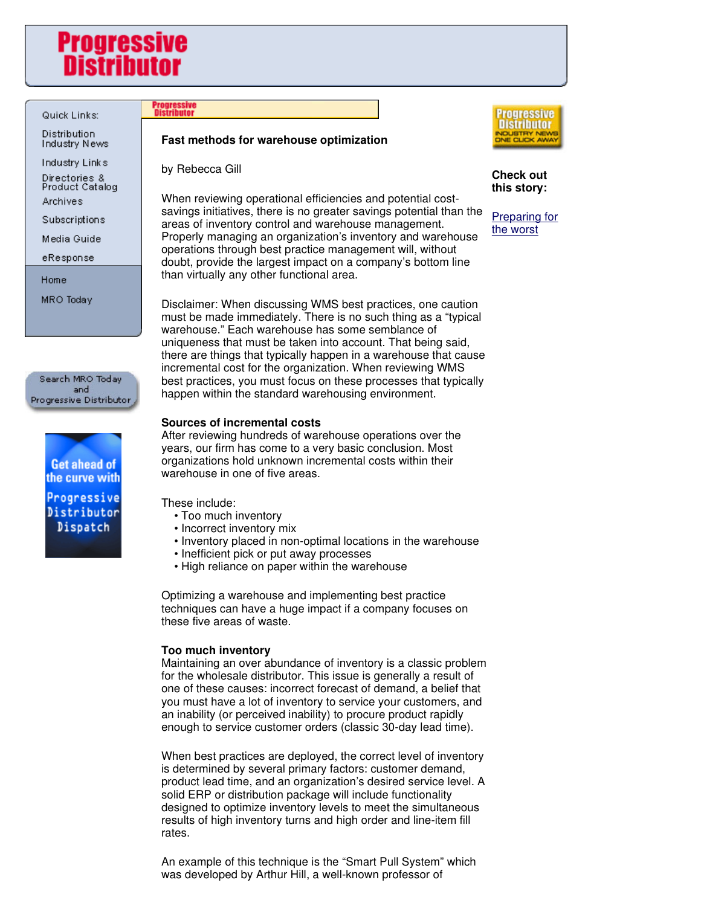# Fast methods for warehouse optimization

by Rebecca Gill

When reviewing operational efficiencies and potential cost-savings initiatives, there is no greater savings potential than the areas of inventory control and warehouse management. Properly managing an organization's inventory and warehouse operations through best practice management will, without doubt, provide the largest impact on a company's bottom line than virtually any other functional area.

Disclaimer: When discussing WMS best practices, one caution must be made immediately. There is no such thing as a "typical warehouse." Each warehouse has some semblance of uniqueness that must be taken into account. That being said, there are things that typically happen in a warehouse that cause incremental cost for the organization. When reviewing WMS best practices, you must focus on these processes that typically happen within the standard warehousing environment.

**Sources of incremental costs**
After reviewing hundreds of warehouse operations over the years, our firm has come to a very basic conclusion. Most organizations hold unknown incremental costs within their warehouse in one of five areas.

These include:
- Too much inventory
- Incorrect inventory mix
- Inventory placed in non-optimal locations in the warehouse
- Inefficient pick or put away processes
- High reliance on paper within the warehouse

Optimizing a warehouse and implementing best practice techniques can have a huge impact if a company focuses on these five areas of waste.

**Too much inventory**
Maintaining an over abundance of inventory is a classic problem for the wholesale distributor. This issue is generally a result of one of these causes: incorrect forecast of demand, a belief that you must have a lot of inventory to service your customers, and an inability (or perceived inability) to procure product rapidly enough to service customer orders (classic 30-day lead time).

When best practices are deployed, the correct level of inventory is determined by several primary factors: customer demand, product lead time, and an organization's desired service level. A solid ERP or distribution package will include functionality designed to optimize inventory levels to meet the simultaneous results of high inventory turns and high order and line-item fill rates.

An example of this technique is the "Smart Pull System" which was developed by Arthur Hill, a well-known professor of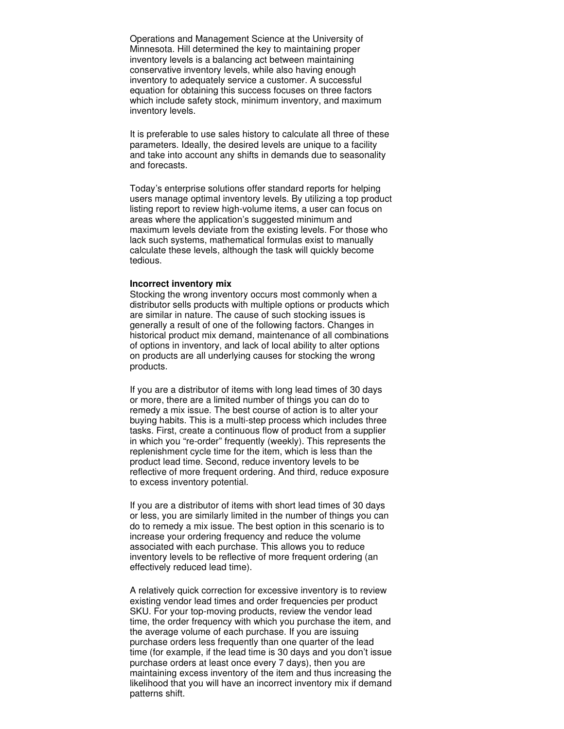Operations and Management Science at the University of Minnesota. Hill determined the key to maintaining proper inventory levels is a balancing act between maintaining conservative inventory levels, while also having enough inventory to adequately service a customer. A successful equation for obtaining this success focuses on three factors which include safety stock, minimum inventory, and maximum inventory levels.

It is preferable to use sales history to calculate all three of these parameters. Ideally, the desired levels are unique to a facility and take into account any shifts in demands due to seasonality and forecasts.

Today's enterprise solutions offer standard reports for helping users manage optimal inventory levels. By utilizing a top product listing report to review high-volume items, a user can focus on areas where the application's suggested minimum and maximum levels deviate from the existing levels. For those who lack such systems, mathematical formulas exist to manually calculate these levels, although the task will quickly become tedious.

**Incorrect inventory mix**

Stocking the wrong inventory occurs most commonly when a distributor sells products with multiple options or products which are similar in nature. The cause of such stocking issues is generally a result of one of the following factors. Changes in historical product mix demand, maintenance of all combinations of options in inventory, and lack of local ability to alter options on products are all underlying causes for stocking the wrong products.

If you are a distributor of items with long lead times of 30 days or more, there are a limited number of things you can do to remedy a mix issue. The best course of action is to alter your buying habits. This is a multi-step process which includes three tasks. First, create a continuous flow of product from a supplier in which you "re-order" frequently (weekly). This represents the replenishment cycle time for the item, which is less than the product lead time. Second, reduce inventory levels to be reflective of more frequent ordering. And third, reduce exposure to excess inventory potential.

If you are a distributor of items with short lead times of 30 days or less, you are similarly limited in the number of things you can do to remedy a mix issue. The best option in this scenario is to increase your ordering frequency and reduce the volume associated with each purchase. This allows you to reduce inventory levels to be reflective of more frequent ordering (an effectively reduced lead time).

A relatively quick correction for excessive inventory is to review existing vendor lead times and order frequencies per product SKU. For your top-moving products, review the vendor lead time, the order frequency with which you purchase the item, and the average volume of each purchase. If you are issuing purchase orders less frequently than one quarter of the lead time (for example, if the lead time is 30 days and you don't issue purchase orders at least once every 7 days), then you are maintaining excess inventory of the item and thus increasing the likelihood that you will have an incorrect inventory mix if demand patterns shift.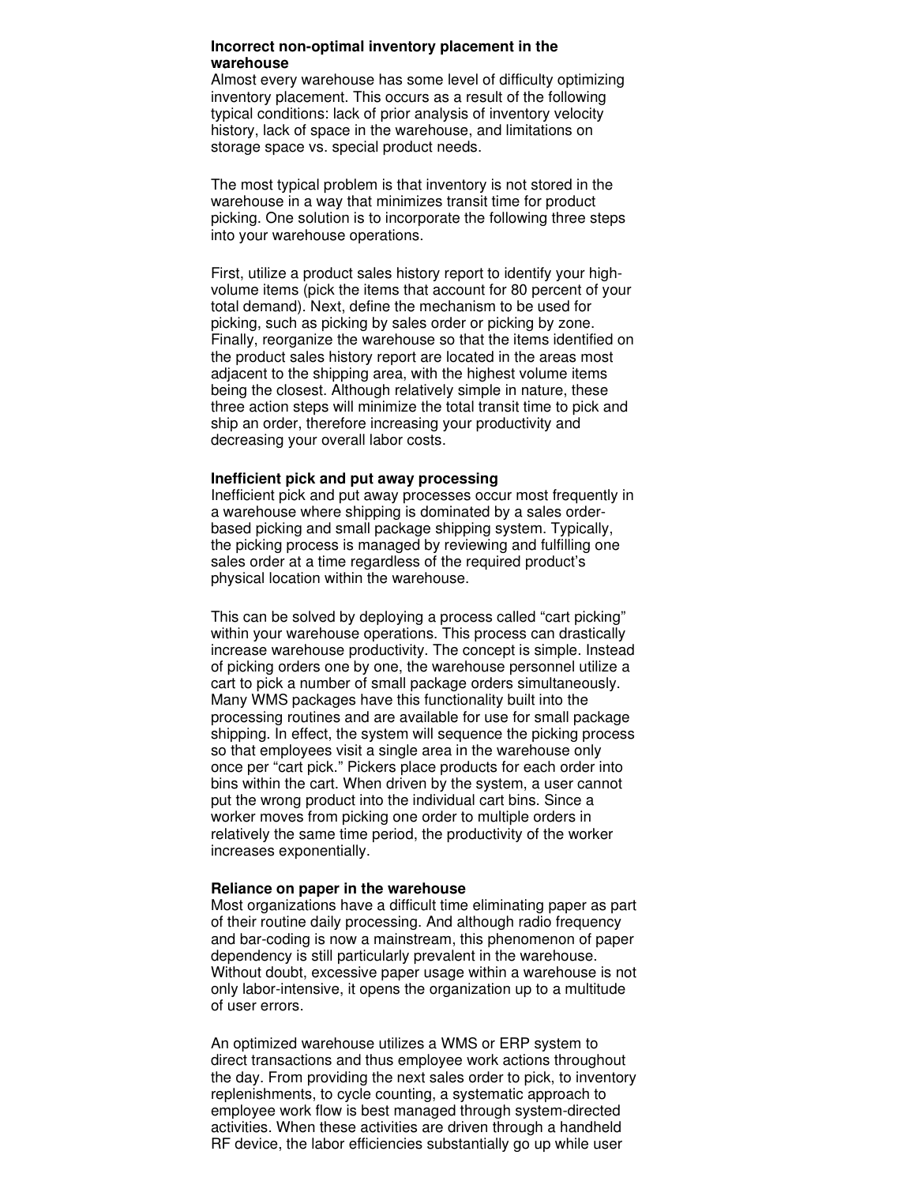**Incorrect non-optimal inventory placement in the warehouse**
Almost every warehouse has some level of difficulty optimizing inventory placement. This occurs as a result of the following typical conditions: lack of prior analysis of inventory velocity history, lack of space in the warehouse, and limitations on storage space vs. special product needs.

The most typical problem is that inventory is not stored in the warehouse in a way that minimizes transit time for product picking. One solution is to incorporate the following three steps into your warehouse operations.

First, utilize a product sales history report to identify your high-volume items (pick the items that account for 80 percent of your total demand). Next, define the mechanism to be used for picking, such as picking by sales order or picking by zone. Finally, reorganize the warehouse so that the items identified on the product sales history report are located in the areas most adjacent to the shipping area, with the highest volume items being the closest. Although relatively simple in nature, these three action steps will minimize the total transit time to pick and ship an order, therefore increasing your productivity and decreasing your overall labor costs.

**Inefficient pick and put away processing**
Inefficient pick and put away processes occur most frequently in a warehouse where shipping is dominated by a sales order-based picking and small package shipping system. Typically, the picking process is managed by reviewing and fulfilling one sales order at a time regardless of the required product's physical location within the warehouse.

This can be solved by deploying a process called "cart picking" within your warehouse operations. This process can drastically increase warehouse productivity. The concept is simple. Instead of picking orders one by one, the warehouse personnel utilize a cart to pick a number of small package orders simultaneously. Many WMS packages have this functionality built into the processing routines and are available for use for small package shipping. In effect, the system will sequence the picking process so that employees visit a single area in the warehouse only once per "cart pick." Pickers place products for each order into bins within the cart. When driven by the system, a user cannot put the wrong product into the individual cart bins. Since a worker moves from picking one order to multiple orders in relatively the same time period, the productivity of the worker increases exponentially.

**Reliance on paper in the warehouse**
Most organizations have a difficult time eliminating paper as part of their routine daily processing. And although radio frequency and bar-coding is now a mainstream, this phenomenon of paper dependency is still particularly prevalent in the warehouse. Without doubt, excessive paper usage within a warehouse is not only labor-intensive, it opens the organization up to a multitude of user errors.

An optimized warehouse utilizes a WMS or ERP system to direct transactions and thus employee work actions throughout the day. From providing the next sales order to pick, to inventory replenishments, to cycle counting, a systematic approach to employee work flow is best managed through system-directed activities. When these activities are driven through a handheld RF device, the labor efficiencies substantially go up while user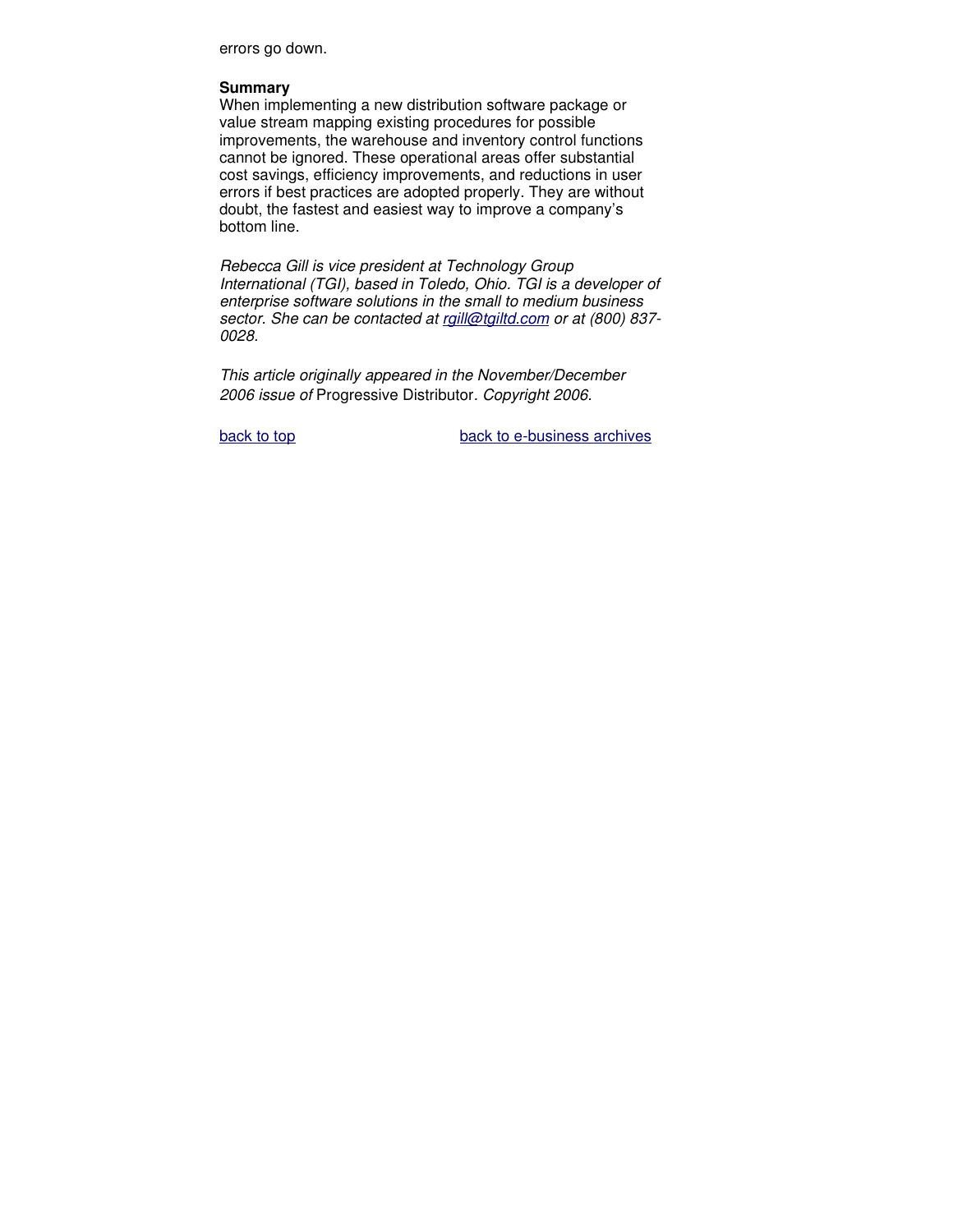errors go down.

**Summary**

When implementing a new distribution software package or value stream mapping existing procedures for possible improvements, the warehouse and inventory control functions cannot be ignored. These operational areas offer substantial cost savings, efficiency improvements, and reductions in user errors if best practices are adopted properly. They are without doubt, the fastest and easiest way to improve a company's bottom line.

*Rebecca Gill is vice president at Technology Group International (TGI), based in Toledo, Ohio. TGI is a developer of enterprise software solutions in the small to medium business sector. She can be contacted at rgill@tgiltd.com or at (800) 837-0028.*

*This article originally appeared in the November/December 2006 issue of* Progressive Distributor*. Copyright 2006.*

back to top    back to e-business archives